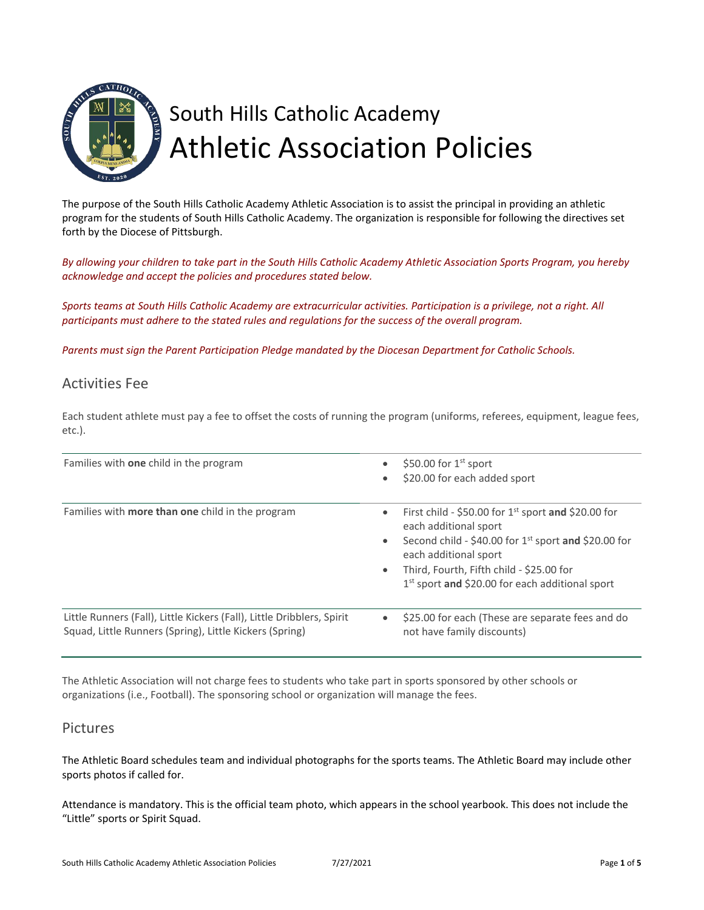# South Hills Catholic Academy
# Athletic Association Policies

The purpose of the South Hills Catholic Academy Athletic Association is to assist the principal in providing an athletic program for the students of South Hills Catholic Academy. The organization is responsible for following the directives set forth by the Diocese of Pittsburgh.

*By allowing your children to take part in the South Hills Catholic Academy Athletic Association Sports Program, you hereby acknowledge and accept the policies and procedures stated below.*

*Sports teams at South Hills Catholic Academy are extracurricular activities. Participation is a privilege, not a right. All participants must adhere to the stated rules and regulations for the success of the overall program.*

*Parents must sign the Parent Participation Pledge mandated by the Diocesan Department for Catholic Schools.*

## Activities Fee

Each student athlete must pay a fee to offset the costs of running the program (uniforms, referees, equipment, league fees, etc.).

| | |
|---|---|
| Families with **one** child in the program | • $50.00 for 1st sport<br>• $20.00 for each added sport |
| Families with **more than one** child in the program | • First child - $50.00 for 1st sport **and** $20.00 for each additional sport<br>• Second child - $40.00 for 1st sport **and** $20.00 for each additional sport<br>• Third, Fourth, Fifth child - $25.00 for 1st sport **and** $20.00 for each additional sport |
| Little Runners (Fall), Little Kickers (Fall), Little Dribblers, Spirit Squad, Little Runners (Spring), Little Kickers (Spring) | • $25.00 for each (These are separate fees and do not have family discounts) |

The Athletic Association will not charge fees to students who take part in sports sponsored by other schools or organizations (i.e., Football). The sponsoring school or organization will manage the fees.

## Pictures

The Athletic Board schedules team and individual photographs for the sports teams. The Athletic Board may include other sports photos if called for.

Attendance is mandatory. This is the official team photo, which appears in the school yearbook. This does not include the "Little" sports or Spirit Squad.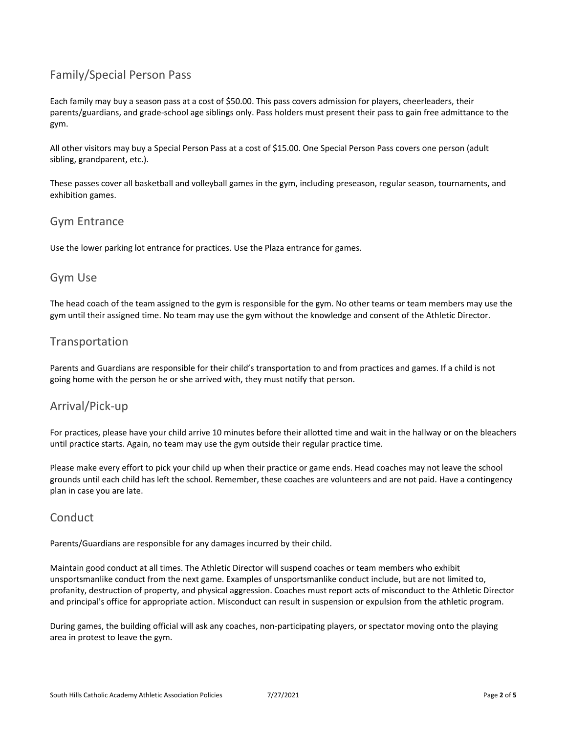## Family/Special Person Pass

Each family may buy a season pass at a cost of $50.00. This pass covers admission for players, cheerleaders, their parents/guardians, and grade-school age siblings only. Pass holders must present their pass to gain free admittance to the gym.

All other visitors may buy a Special Person Pass at a cost of $15.00. One Special Person Pass covers one person (adult sibling, grandparent, etc.).

These passes cover all basketball and volleyball games in the gym, including preseason, regular season, tournaments, and exhibition games.

## Gym Entrance

Use the lower parking lot entrance for practices. Use the Plaza entrance for games.

## Gym Use

The head coach of the team assigned to the gym is responsible for the gym. No other teams or team members may use the gym until their assigned time. No team may use the gym without the knowledge and consent of the Athletic Director.

## Transportation

Parents and Guardians are responsible for their child's transportation to and from practices and games. If a child is not going home with the person he or she arrived with, they must notify that person.

## Arrival/Pick-up

For practices, please have your child arrive 10 minutes before their allotted time and wait in the hallway or on the bleachers until practice starts. Again, no team may use the gym outside their regular practice time.

Please make every effort to pick your child up when their practice or game ends. Head coaches may not leave the school grounds until each child has left the school. Remember, these coaches are volunteers and are not paid. Have a contingency plan in case you are late.

## Conduct

Parents/Guardians are responsible for any damages incurred by their child.

Maintain good conduct at all times. The Athletic Director will suspend coaches or team members who exhibit unsportsmanlike conduct from the next game. Examples of unsportsmanlike conduct include, but are not limited to, profanity, destruction of property, and physical aggression. Coaches must report acts of misconduct to the Athletic Director and principal's office for appropriate action. Misconduct can result in suspension or expulsion from the athletic program.

During games, the building official will ask any coaches, non-participating players, or spectator moving onto the playing area in protest to leave the gym.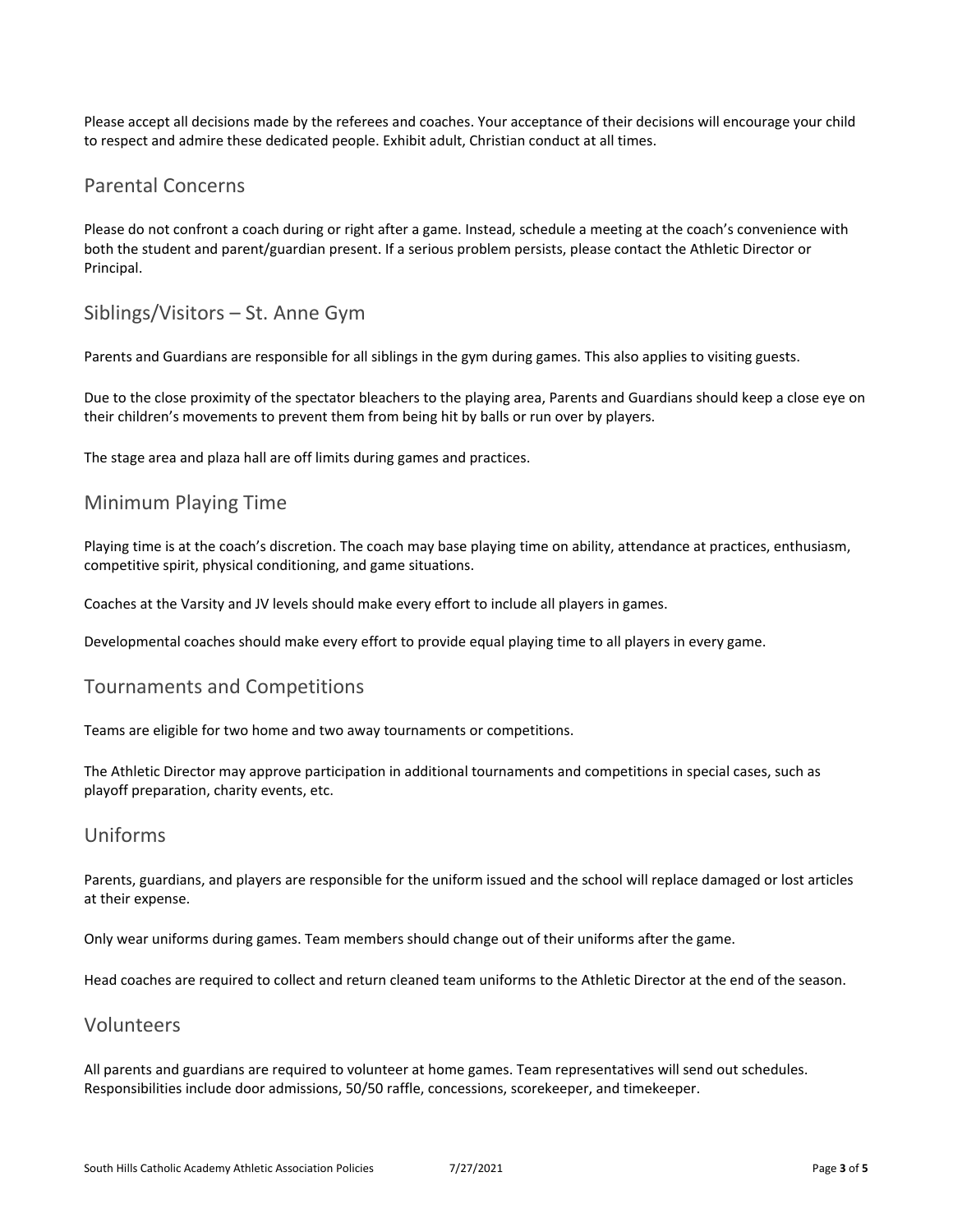Please accept all decisions made by the referees and coaches. Your acceptance of their decisions will encourage your child to respect and admire these dedicated people. Exhibit adult, Christian conduct at all times.

## Parental Concerns

Please do not confront a coach during or right after a game. Instead, schedule a meeting at the coach's convenience with both the student and parent/guardian present. If a serious problem persists, please contact the Athletic Director or Principal.

## Siblings/Visitors – St. Anne Gym

Parents and Guardians are responsible for all siblings in the gym during games. This also applies to visiting guests.

Due to the close proximity of the spectator bleachers to the playing area, Parents and Guardians should keep a close eye on their children's movements to prevent them from being hit by balls or run over by players.

The stage area and plaza hall are off limits during games and practices.

## Minimum Playing Time

Playing time is at the coach's discretion. The coach may base playing time on ability, attendance at practices, enthusiasm, competitive spirit, physical conditioning, and game situations.

Coaches at the Varsity and JV levels should make every effort to include all players in games.

Developmental coaches should make every effort to provide equal playing time to all players in every game.

## Tournaments and Competitions

Teams are eligible for two home and two away tournaments or competitions.

The Athletic Director may approve participation in additional tournaments and competitions in special cases, such as playoff preparation, charity events, etc.

## Uniforms

Parents, guardians, and players are responsible for the uniform issued and the school will replace damaged or lost articles at their expense.

Only wear uniforms during games. Team members should change out of their uniforms after the game.

Head coaches are required to collect and return cleaned team uniforms to the Athletic Director at the end of the season.

## Volunteers

All parents and guardians are required to volunteer at home games. Team representatives will send out schedules. Responsibilities include door admissions, 50/50 raffle, concessions, scorekeeper, and timekeeper.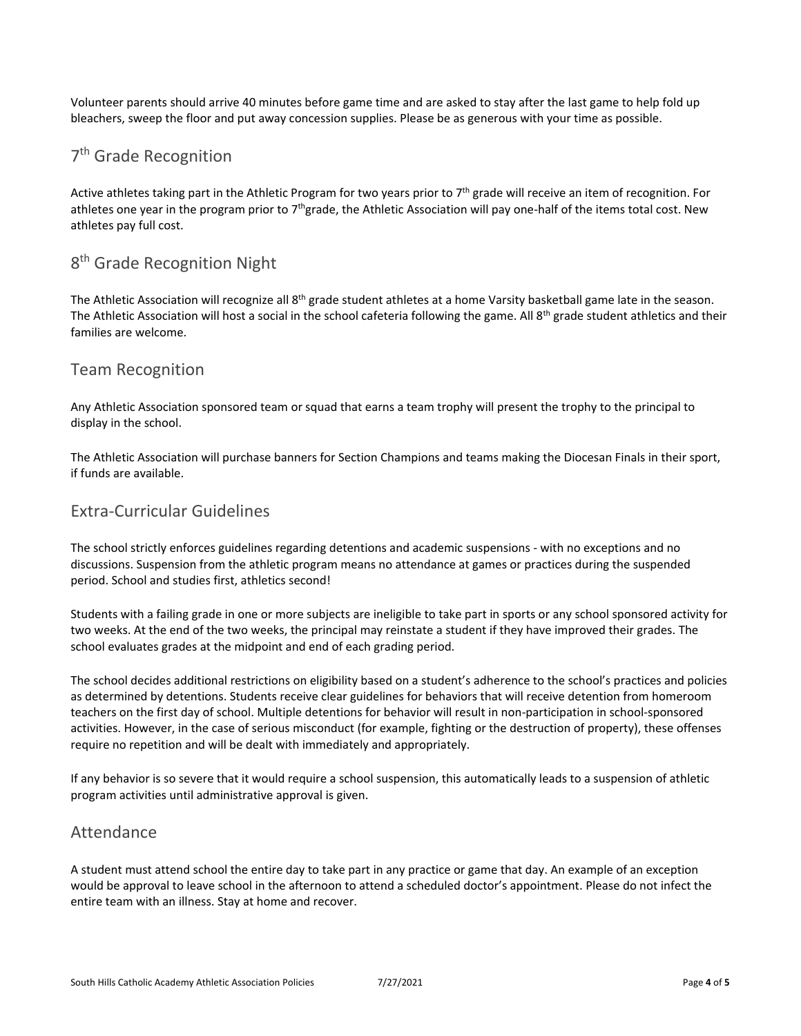Volunteer parents should arrive 40 minutes before game time and are asked to stay after the last game to help fold up bleachers, sweep the floor and put away concession supplies. Please be as generous with your time as possible.

## 7th Grade Recognition

Active athletes taking part in the Athletic Program for two years prior to 7th grade will receive an item of recognition. For athletes one year in the program prior to 7thgrade, the Athletic Association will pay one-half of the items total cost. New athletes pay full cost.

## 8th Grade Recognition Night

The Athletic Association will recognize all 8th grade student athletes at a home Varsity basketball game late in the season. The Athletic Association will host a social in the school cafeteria following the game. All 8th grade student athletics and their families are welcome.

## Team Recognition

Any Athletic Association sponsored team or squad that earns a team trophy will present the trophy to the principal to display in the school.

The Athletic Association will purchase banners for Section Champions and teams making the Diocesan Finals in their sport, if funds are available.

## Extra-Curricular Guidelines

The school strictly enforces guidelines regarding detentions and academic suspensions - with no exceptions and no discussions. Suspension from the athletic program means no attendance at games or practices during the suspended period. School and studies first, athletics second!

Students with a failing grade in one or more subjects are ineligible to take part in sports or any school sponsored activity for two weeks. At the end of the two weeks, the principal may reinstate a student if they have improved their grades. The school evaluates grades at the midpoint and end of each grading period.

The school decides additional restrictions on eligibility based on a student's adherence to the school's practices and policies as determined by detentions. Students receive clear guidelines for behaviors that will receive detention from homeroom teachers on the first day of school. Multiple detentions for behavior will result in non-participation in school-sponsored activities. However, in the case of serious misconduct (for example, fighting or the destruction of property), these offenses require no repetition and will be dealt with immediately and appropriately.

If any behavior is so severe that it would require a school suspension, this automatically leads to a suspension of athletic program activities until administrative approval is given.

## Attendance

A student must attend school the entire day to take part in any practice or game that day. An example of an exception would be approval to leave school in the afternoon to attend a scheduled doctor's appointment. Please do not infect the entire team with an illness. Stay at home and recover.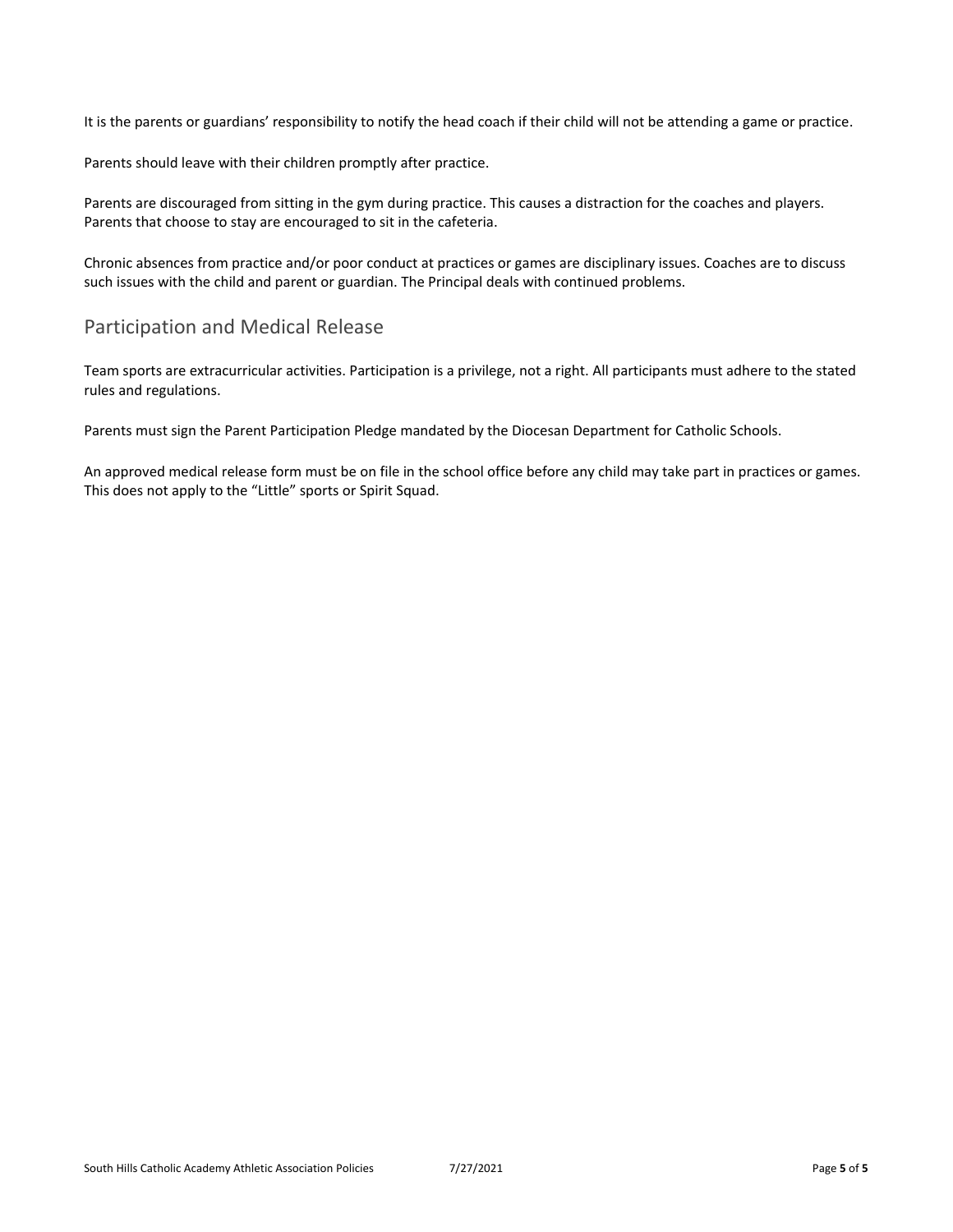It is the parents or guardians' responsibility to notify the head coach if their child will not be attending a game or practice.

Parents should leave with their children promptly after practice.

Parents are discouraged from sitting in the gym during practice. This causes a distraction for the coaches and players. Parents that choose to stay are encouraged to sit in the cafeteria.

Chronic absences from practice and/or poor conduct at practices or games are disciplinary issues. Coaches are to discuss such issues with the child and parent or guardian. The Principal deals with continued problems.

## Participation and Medical Release

Team sports are extracurricular activities. Participation is a privilege, not a right. All participants must adhere to the stated rules and regulations.

Parents must sign the Parent Participation Pledge mandated by the Diocesan Department for Catholic Schools.

An approved medical release form must be on file in the school office before any child may take part in practices or games. This does not apply to the "Little" sports or Spirit Squad.